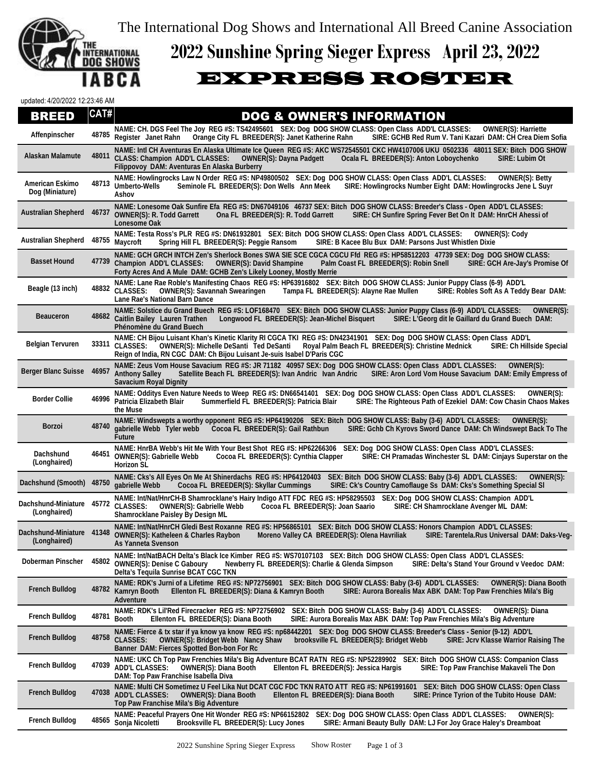The International Dog Shows and International All Breed Canine Association

# 2022 Sunshine Spring Sieger Express April 23, 2022

# EXPRESS ROSTER

updated: 4/20/2022 12:23:46 AM

| BREED | CAT# | DOG & OWNER'S INFORMATION |
|---|---|---|
| Affenpinscher | 48785 | NAME: CH. DGS Feel The Joy REG #S: TS42495601 SEX: Dog DOG SHOW CLASS: Open Class ADD'L CLASSES: OWNER(S): Harriette Register Janet Rahn Orange City FL BREEDER(S): Janet Katherine Rahn SIRE: GCHB Red Rum V. Tani Kazari DAM: CH Crea Diem Sofia |
| Alaskan Malamute | 48011 | NAME: Intl CH Aventuras En Alaska Ultimate Ice Queen REG #S: AKC WS72545501 CKC HW4107006 UKU 0502336 48011 SEX: Bitch DOG SHOW CLASS: Champion ADD'L CLASSES: OWNER(S): Dayna Padgett Ocala FL BREEDER(S): Anton Loboychenko SIRE: Lubim Ot Filippovoy DAM: Aventuras En Alaska Burberry |
| American Eskimo Dog (Miniature) | 48713 | NAME: Howlingrocks Law N Order REG #S: NP49800502 SEX: Dog DOG SHOW CLASS: Open Class ADD'L CLASSES: OWNER(S): Betty Umberto-Wells Seminole FL BREEDER(S): Don Wells Ann Meek SIRE: Howlingrocks Number Eight DAM: Howlingrocks Jene L Suyr Ashov |
| Australian Shepherd | 46737 | NAME: Lonesome Oak Sunfire Efa REG #S: DN67049106 46737 SEX: Bitch DOG SHOW CLASS: Breeder's Class - Open ADD'L CLASSES: OWNER(S): R. Todd Garrett Ona FL BREEDER(S): R. Todd Garrett SIRE: CH Sunfire Spring Fever Bet On It DAM: HnrCH Ahessi of Lonesome Oak |
| Australian Shepherd | 48755 | NAME: Testa Ross's PLR REG #S: DN61932801 SEX: Bitch DOG SHOW CLASS: Open Class ADD'L CLASSES: OWNER(S): Cody Maycroft Spring Hill FL BREEDER(S): Peggie Ransom SIRE: B Kacee Blu Bux DAM: Parsons Just Whistlen Dixie |
| Basset Hound | 47739 | NAME: GCH GRCH INTCH Zen's Sherlock Bones SWA SIE SCE CGCA CGCU Ffd REG #S: HP58512203 47739 SEX: Dog DOG SHOW CLASS: Champion ADD'L CLASSES: OWNER(S): David Shampine Palm Coast FL BREEDER(S): Robin Snell SIRE: GCH Are-Jay's Promise Of Forty Acres And A Mule DAM: GCHB Zen's Likely Looney, Mostly Merrie |
| Beagle (13 inch) | 48832 | NAME: Lane Rae Roble's Manifesting Chaos REG #S: HP63916802 SEX: Bitch DOG SHOW CLASS: Junior Puppy Class (6-9) ADD'L CLASSES: OWNER(S): Savannah Swearingen Tampa FL BREEDER(S): Alayne Rae Mullen SIRE: Robles Soft As A Teddy Bear DAM: Lane Rae's National Barn Dance |
| Beauceron | 48682 | NAME: Solstice du Grand Buech REG #S: LOF168470 SEX: Bitch DOG SHOW CLASS: Junior Puppy Class (6-9) ADD'L CLASSES: OWNER(S): Caitlin Bailey Lauren Trathen Longwood FL BREEDER(S): Jean-Michel Bisquert SIRE: L'Georg dit le Gaillard du Grand Buech DAM: Phénomène du Grand Buech |
| Belgian Tervuren | 33311 | NAME: CH Bijou Luisant Khan's Kinetic Klarity RI CGCA TKI REG #S: DN42341901 SEX: Dog DOG SHOW CLASS: Open Class ADD'L CLASSES: OWNER(S): Michelle DeSanti Ted DeSanti Royal Palm Beach FL BREEDER(S): Christine Mednick SIRE: Ch Hillside Special Reign of India, RN CGC DAM: Ch Bijou Luisant Je-suis Isabel D'Paris CGC |
| Berger Blanc Suisse | 46957 | NAME: Zeus Vom House Savacium REG #S: JR 71182 40957 SEX: Dog DOG SHOW CLASS: Open Class ADD'L CLASSES: OWNER(S): Anthony Salley Satellite Beach FL BREEDER(S): Ivan Andric Ivan Andric SIRE: Aron Lord Vom House Savacium DAM: Emily Empress of Savacium Royal Dignity |
| Border Collie | 46996 | NAME: Odditys Even Nature Needs to Weep REG #S: DN66541401 SEX: Dog DOG SHOW CLASS: Open Class ADD'L CLASSES: OWNER(S): Patricia Elizabeth Blair Summerfield FL BREEDER(S): Patricia Blair SIRE: The Righteous Path of Ezekiel DAM: Cow Chasin Chaos Makes the Muse |
| Borzoi | 48740 | NAME: Windswepts a worthy opponent REG #S: HP64190206 SEX: Bitch DOG SHOW CLASS: Baby (3-6) ADD'L CLASSES: OWNER(S): gabrielle Webb Tyler webb Cocoa FL BREEDER(S): Gail Rathbun SIRE: Gchb Ch Kyrovs Sword Dance DAM: Ch Windswept Back To The Future |
| Dachshund (Longhaired) | 46451 | NAME: HnrBA Webb's Hit Me With Your Best Shot REG #S: HP62266306 SEX: Dog DOG SHOW CLASS: Open Class ADD'L CLASSES: OWNER(S): Gabrielle Webb Cocoa FL BREEDER(S): Cynthia Clapper SIRE: CH Pramadas Winchester SL DAM: Cinjays Superstar on the Horizon SL |
| Dachshund (Smooth) | 48750 | NAME: Cks's All Eyes On Me At Shinerdachs REG #S: HP64120403 SEX: Bitch DOG SHOW CLASS: Baby (3-6) ADD'L CLASSES: OWNER(S): gabrielle Webb Cocoa FL BREEDER(S): Skyllar Cummings SIRE: Ck's Country Camoflauge Ss DAM: Cks's Something Special Sl |
| Dachshund-Miniature (Longhaired) | 45772 | NAME: Int/Nat/HnrCH-B Shamrocklane's Hairy Indigo ATT FDC REG #S: HP58295503 SEX: Dog DOG SHOW CLASS: Champion ADD'L CLASSES: OWNER(S): Gabrielle Webb Cocoa FL BREEDER(S): Joan Saario SIRE: CH Shamrocklane Avenger ML DAM: Shamrocklane Paisley By Design ML |
| Dachshund-Miniature (Longhaired) | 41348 | NAME: Int/Nat/HnrCH Gledi Best Roxanne REG #S: HP56865101 SEX: Bitch DOG SHOW CLASS: Honors Champion ADD'L CLASSES: OWNER(S): Katheleen & Charles Raybon Moreno Valley CA BREEDER(S): Olena Havriliak SIRE: Tarentela.Rus Universal DAM: Daks-Veg-As Yanneta Svenson |
| Doberman Pinscher | 45802 | NAME: Int/NatBACH Delta's Black Ice Kimber REG #S: WS70107103 SEX: Bitch DOG SHOW CLASS: Open Class ADD'L CLASSES: OWNER(S): Denise C Gaboury Newberry FL BREEDER(S): Charlie & Glenda Simpson SIRE: Delta's Stand Your Ground v Veedoc DAM: Delta's Tequila Sunrise BCAT CGC TKN |
| French Bulldog | 48782 | NAME: RDK's Jurni of a Lifetime REG #S: NP72756901 SEX: Bitch DOG SHOW CLASS: Baby (3-6) ADD'L CLASSES: OWNER(S): Diana Booth Kamryn Booth Ellenton FL BREEDER(S): Diana & Kamryn Booth SIRE: Aurora Borealis Max ABK DAM: Top Paw Frenchies Mila's Big Adventure |
| French Bulldog | 48781 | NAME: RDK's Lil'Red Firecracker REG #S: NP72756902 SEX: Bitch DOG SHOW CLASS: Baby (3-6) ADD'L CLASSES: OWNER(S): Diana Booth Ellenton FL BREEDER(S): Diana Booth SIRE: Aurora Borealis Max ABK DAM: Top Paw Frenchies Mila's Big Adventure |
| French Bulldog | 48758 | NAME: Fierce & tx star if ya know ya know REG #S: np68442201 SEX: Dog DOG SHOW CLASS: Breeder's Class - Senior (9-12) ADD'L CLASSES: OWNER(S): Bridget Webb Nancy Shaw brooksville FL BREEDER(S): Bridget Webb SIRE: Jcrv Klasse Warrior Raising The Banner DAM: Fierces Spotted Bon-bon For Rc |
| French Bulldog | 47039 | NAME: UKC Ch Top Paw Frenchies Mila's Big Adventure BCAT RATN REG #S: NP52289902 SEX: Bitch DOG SHOW CLASS: Companion Class ADD'L CLASSES: OWNER(S): Diana Booth Ellenton FL BREEDER(S): Jessica Hargis SIRE: Top Paw Franchise Makaveli The Don DAM: Top Paw Franchise Isabella Diva |
| French Bulldog | 47038 | NAME: Multi CH Sometimez U Feel Lika Nut DCAT CGC FDC TKN RATO ATT REG #S: NP61991601 SEX: Bitch DOG SHOW CLASS: Open Class ADD'L CLASSES: OWNER(S): Diana Booth Ellenton FL BREEDER(S): Diana Booth SIRE: Prince Tyrion of the Tubito House DAM: Top Paw Franchise Mila's Big Adventure |
| French Bulldog | 48565 | NAME: Peaceful Prayers One Hit Wonder REG #S: NP66152802 SEX: Dog DOG SHOW CLASS: Open Class ADD'L CLASSES: OWNER(S): Sonja Nicoletti Brooksville FL BREEDER(S): Lucy Jones SIRE: Armani Beauty Bully DAM: LJ For Joy Grace Haley's Dreamboat |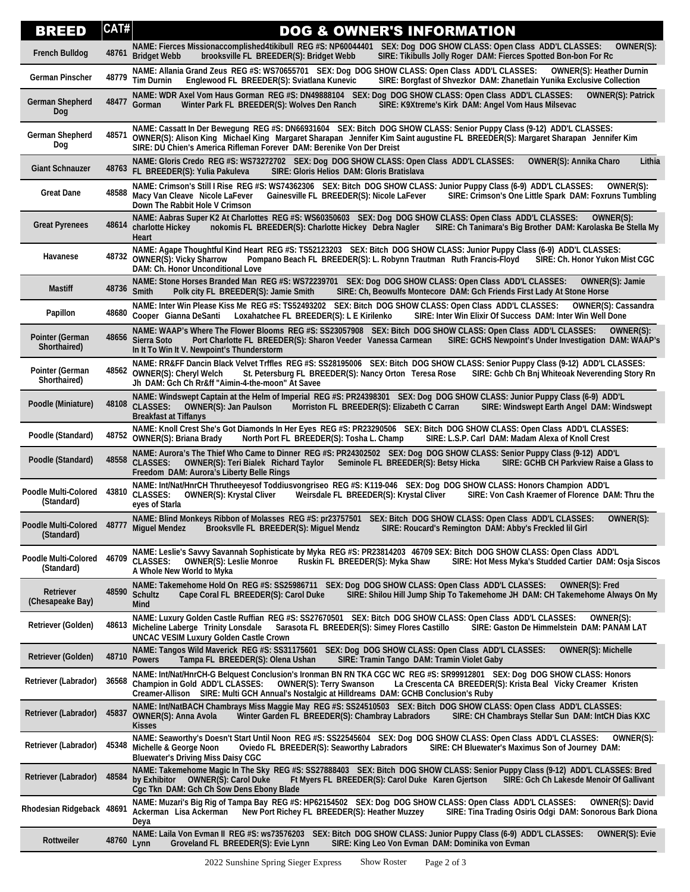| BREED | CAT# | DOG & OWNER'S INFORMATION |
|---|---|---|
| French Bulldog | 48761 | NAME: Fierces Missionaccomplished4tikibull REG #S: NP60044401 SEX: Dog DOG SHOW CLASS: Open Class ADD'L CLASSES: OWNER(S): Bridget Webb brooksville FL BREEDER(S): Bridget Webb SIRE: Tikibulls Jolly Roger DAM: Fierces Spotted Bon-bon For Rc |
| German Pinscher | 48779 | NAME: Allania Grand Zeus REG #S: WS70655701 SEX: Dog DOG SHOW CLASS: Open Class ADD'L CLASSES: OWNER(S): Heather Durnin Tim Durnin Englewood FL BREEDER(S): Sviatlana Kunevic SIRE: Borgfast of Shvezkor DAM: Zhanetlain Yunika Exclusive Collection |
| German Shepherd Dog | 48477 | NAME: WDR Axel Vom Haus Gorman REG #S: DN49888104 SEX: Dog DOG SHOW CLASS: Open Class ADD'L CLASSES: OWNER(S): Patrick Gorman Winter Park FL BREEDER(S): Wolves Den Ranch SIRE: K9Xtreme's Kirk DAM: Angel Vom Haus Milsevac |
| German Shepherd Dog | 48571 | NAME: Cassatt In Der Bewegung REG #S: DN66931604 SEX: Bitch DOG SHOW CLASS: Senior Puppy Class (9-12) ADD'L CLASSES: OWNER(S): Alison King Michael King Margaret Sharapan Jennifer Kim Saint augustine FL BREEDER(S): Margaret Sharapan Jennifer Kim SIRE: DU Chien's America Rifleman Forever DAM: Berenike Von Der Dreist |
| Giant Schnauzer | 48763 | NAME: Gloris Credo REG #S: WS73272702 SEX: Dog DOG SHOW CLASS: Open Class ADD'L CLASSES: OWNER(S): Annika Charo Lithia FL BREEDER(S): Yulia Pakuleva SIRE: Gloris Helios DAM: Gloris Bratislava |
| Great Dane | 48588 | NAME: Crimson's Still I Rise REG #S: WS74362306 SEX: Bitch DOG SHOW CLASS: Junior Puppy Class (6-9) ADD'L CLASSES: OWNER(S): Macy Van Cleave Nicole LaFever Gainesville FL BREEDER(S): Nicole LaFever SIRE: Crimson's One Little Spark DAM: Foxruns Tumbling Down The Rabbit Hole V Crimson |
| Great Pyrenees | 48614 | NAME: Aabras Super K2 At Charlottes REG #S: WS60350603 SEX: Dog DOG SHOW CLASS: Open Class ADD'L CLASSES: OWNER(S): charlotte Hickey nokomis FL BREEDER(S): Charlotte Hickey Debra Nagler SIRE: Ch Tanimara's Big Brother DAM: Karolaska Be Stella My Heart |
| Havanese | 48732 | NAME: Agape Thoughtful Kind Heart REG #S: TS52123203 SEX: Bitch DOG SHOW CLASS: Junior Puppy Class (6-9) ADD'L CLASSES: OWNER(S): Vicky Sharrow Pompano Beach FL BREEDER(S): L. Robynn Trautman Ruth Francis-Floyd SIRE: Ch. Honor Yukon Mist CGC DAM: Ch. Honor Unconditional Love |
| Mastiff | 48736 | NAME: Stone Horses Branded Man REG #S: WS72239701 SEX: Dog DOG SHOW CLASS: Open Class ADD'L CLASSES: OWNER(S): Jamie Smith Polk city FL BREEDER(S): Jamie Smith SIRE: Ch, Beowulfs Montecore DAM: Gch Friends First Lady At Stone Horse |
| Papillon | 48680 | NAME: Inter Win Please Kiss Me REG #S: TS52493202 SEX: Bitch DOG SHOW CLASS: Open Class ADD'L CLASSES: OWNER(S): Cassandra Cooper Gianna DeSanti Loxahatchee FL BREEDER(S): L E Kirilenko SIRE: Inter Win Elixir Of Success DAM: Inter Win Well Done |
| Pointer (German Shorthaired) | 48656 | NAME: WAAP's Where The Flower Blooms REG #S: SS23057908 SEX: Bitch DOG SHOW CLASS: Open Class ADD'L CLASSES: OWNER(S): Sierra Soto Port Charlotte FL BREEDER(S): Sharon Veeder Vanessa Carmean SIRE: GCHS Newpoint's Under Investigation DAM: WAAP's In It To Win It V. Newpoint's Thunderstorm |
| Pointer (German Shorthaired) | 48562 | NAME: RR&FF Dancin Black Velvet Trffles REG #S: SS28195006 SEX: Bitch DOG SHOW CLASS: Senior Puppy Class (9-12) ADD'L CLASSES: OWNER(S): Cheryl Welch St. Petersburg FL BREEDER(S): Nancy Orton Teresa Rose SIRE: Gchb Ch Bnj Whiteoak Neverending Story Rn Jh DAM: Gch Ch Rr&ff "Aimin-4-the-moon" At Savee |
| Poodle (Miniature) | 48108 | NAME: Windswept Captain at the Helm of Imperial REG #S: PR24398301 SEX: Dog DOG SHOW CLASS: Junior Puppy Class (6-9) ADD'L CLASSES: OWNER(S): Jan Paulson Morriston FL BREEDER(S): Elizabeth C Carran SIRE: Windswept Earth Angel DAM: Windswept Breakfast at Tiffanys |
| Poodle (Standard) | 48752 | NAME: Knoll Crest She's Got Diamonds In Her Eyes REG #S: PR23290506 SEX: Bitch DOG SHOW CLASS: Open Class ADD'L CLASSES: OWNER(S): Briana Brady North Port FL BREEDER(S): Tosha L. Champ SIRE: L.S.P. Carl DAM: Madam Alexa of Knoll Crest |
| Poodle (Standard) | 48558 | NAME: Aurora's The Thief Who Came to Dinner REG #S: PR24302502 SEX: Dog DOG SHOW CLASS: Senior Puppy Class (9-12) ADD'L CLASSES: OWNER(S): Teri Bialek Richard Taylor Seminole FL BREEDER(S): Betsy Hicka SIRE: GCHB CH Parkview Raise a Glass to Freedom DAM: Aurora's Liberty Belle Rings |
| Poodle Multi-Colored (Standard) | 43810 | NAME: Int/Nat/HnrCH Thrutheeyesof Toddiusvongriseo REG #S: K119-046 SEX: Dog DOG SHOW CLASS: Honors Champion ADD'L CLASSES: OWNER(S): Krystal Cliver Weirsdale FL BREEDER(S): Krystal Cliver SIRE: Von Cash Kraemer of Florence DAM: Thru the eyes of Starla |
| Poodle Multi-Colored (Standard) | 48777 | NAME: Blind Monkeys Ribbon of Molasses REG #S: pr23757501 SEX: Bitch DOG SHOW CLASS: Open Class ADD'L CLASSES: OWNER(S): Miguel Mendez Brooksvlle FL BREEDER(S): Miguel Mendz SIRE: Roucard's Remington DAM: Abby's Freckled lil Girl |
| Poodle Multi-Colored (Standard) | 46709 | NAME: Leslie's Savvy Savannah Sophisticate by Myka REG #S: PR23814203 46709 SEX: Bitch DOG SHOW CLASS: Open Class ADD'L CLASSES: OWNER(S): Leslie Monroe Ruskin FL BREEDER(S): Myka Shaw SIRE: Hot Mess Myka's Studded Cartier DAM: Osja Siscos A Whole New World to Myka |
| Retriever (Chesapeake Bay) | 48590 | NAME: Takemehome Hold On REG #S: SS25986711 SEX: Dog DOG SHOW CLASS: Open Class ADD'L CLASSES: OWNER(S): Fred Schultz Cape Coral FL BREEDER(S): Carol Duke SIRE: Shilou Hill Jump Ship To Takemehome JH DAM: CH Takemehome Always On My Mind |
| Retriever (Golden) | 48613 | NAME: Luxury Golden Castle Ruffian REG #S: SS27670501 SEX: Bitch DOG SHOW CLASS: Open Class ADD'L CLASSES: OWNER(S): Micheline Laberge Trinity Lonsdale Sarasota FL BREEDER(S): Simey Flores Castillo SIRE: Gaston De Himmelstein DAM: PANAM LAT UNCAC VESIM Luxury Golden Castle Crown |
| Retriever (Golden) | 48710 | NAME: Tangos Wild Maverick REG #S: SS31175601 SEX: Dog DOG SHOW CLASS: Open Class ADD'L CLASSES: OWNER(S): Michelle Powers Tampa FL BREEDER(S): Olena Ushan SIRE: Tramin Tango DAM: Tramin Violet Gaby |
| Retriever (Labrador) | 36568 | NAME: Int/Nat/HnrCH-G Belquest Conclusion's Ironman BN RN TKA CGC WC REG #S: SR99912801 SEX: Dog DOG SHOW CLASS: Honors Champion in Gold ADD'L CLASSES: OWNER(S): Terry Swanson La Crescenta CA BREEDER(S): Krista Beal Vicky Creamer Kristen Creamer-Allison SIRE: Multi GCH Annual's Nostalgic at Hilldreams DAM: GCHB Conclusion's Ruby |
| Retriever (Labrador) | 45837 | NAME: Int/NatBACH Chambrays Miss Maggie May REG #S: SS24510503 SEX: Bitch DOG SHOW CLASS: Open Class ADD'L CLASSES: OWNER(S): Anna Avola Winter Garden FL BREEDER(S): Chambray Labradors SIRE: CH Chambrays Stellar Sun DAM: IntCH Dias KXC Kisses |
| Retriever (Labrador) | 45348 | NAME: Seaworthy's Doesn't Start Until Noon REG #S: SS22545604 SEX: Dog DOG SHOW CLASS: Open Class ADD'L CLASSES: OWNER(S): Michelle & George Noon Oviedo FL BREEDER(S): Seaworthy Labradors SIRE: CH Bluewater's Maximus Son of Journey DAM: Bluewater's Driving Miss Daisy CGC |
| Retriever (Labrador) | 48584 | NAME: Takemehome Magic In The Sky REG #S: SS27888403 SEX: Bitch DOG SHOW CLASS: Senior Puppy Class (9-12) ADD'L CLASSES: Bred by Exhibitor OWNER(S): Carol Duke Ft Myers FL BREEDER(S): Carol Duke Karen Gjertson SIRE: Gch Ch Lakesde Menoir Of Gallivant Cgc Tkn DAM: Gch Ch Sow Dens Ebony Blade |
| Rhodesian Ridgeback | 48691 | NAME: Muzari's Big Rig of Tampa Bay REG #S: HP62154502 SEX: Dog DOG SHOW CLASS: Open Class ADD'L CLASSES: OWNER(S): David Ackerman Lisa Ackerman New Port Richey FL BREEDER(S): Heather Muzzey SIRE: Tina Trading Osiris Odgi DAM: Sonorous Bark Diona Deya |
| Rottweiler | 48760 | NAME: Laila Von Evman II REG #S: ws73576203 SEX: Bitch DOG SHOW CLASS: Junior Puppy Class (6-9) ADD'L CLASSES: OWNER(S): Evie Lynn Groveland FL BREEDER(S): Evie Lynn SIRE: King Leo Von Evman DAM: Dominika von Evman |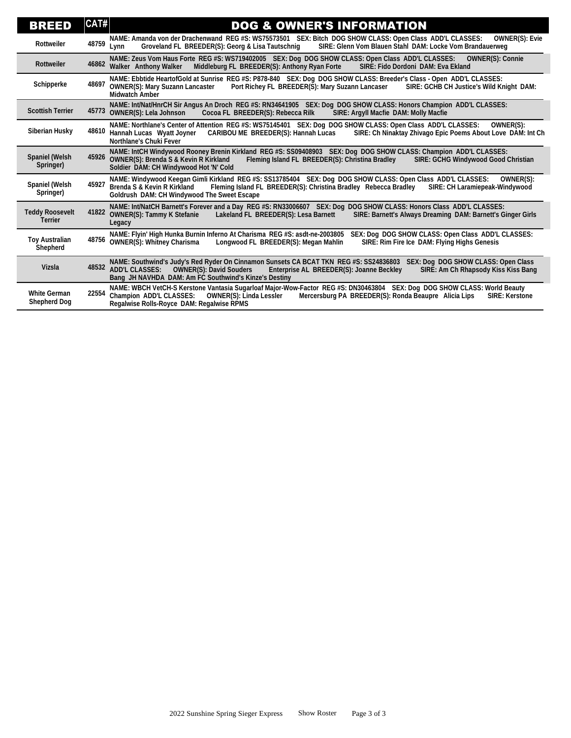| BREED | CAT# | DOG & OWNER'S INFORMATION |
|---|---|---|
| Rottweiler | 48759 | NAME: Amanda von der Drachenwand REG #S: WS75573501 SEX: Bitch DOG SHOW CLASS: Open Class ADD'L CLASSES: OWNER(S): Evie Lynn Groveland FL BREEDER(S): Georg & Lisa Tautschnig SIRE: Glenn Vom Blauen Stahl DAM: Locke Vom Brandauerweg |
| Rottweiler | 46862 | NAME: Zeus Vom Haus Forte REG #S: WS719402005 SEX: Dog DOG SHOW CLASS: Open Class ADD'L CLASSES: OWNER(S): Connie Walker Anthony Walker Middleburg FL BREEDER(S): Anthony Ryan Forte SIRE: Fido Dordoni DAM: Eva Ekland |
| Schipperke | 48697 | NAME: Ebbtide HeartofGold at Sunrise REG #S: P878-840 SEX: Dog DOG SHOW CLASS: Breeder's Class - Open ADD'L CLASSES: OWNER(S): Mary Suzann Lancaster Port Richey FL BREEDER(S): Mary Suzann Lancaser SIRE: GCHB CH Justice's Wild Knight DAM: Midwatch Amber |
| Scottish Terrier | 45773 | NAME: Int/Nat/HnrCH Sir Angus An Droch REG #S: RN34641905 SEX: Dog DOG SHOW CLASS: Honors Champion ADD'L CLASSES: OWNER(S): Lela Johnson Cocoa FL BREEDER(S): Rebecca Rilk SIRE: Argyll Macfie DAM: Molly Macfie |
| Siberian Husky | 48610 | NAME: Northlane's Center of Attention REG #S: WS75145401 SEX: Dog DOG SHOW CLASS: Open Class ADD'L CLASSES: OWNER(S): Hannah Lucas Wyatt Joyner CARIBOU ME BREEDER(S): Hannah Lucas SIRE: Ch Ninaktay Zhivago Epic Poems About Love DAM: Int Ch Northlane's Chuki Fever |
| Spaniel (Welsh Springer) | 45926 | NAME: IntCH Windywood Rooney Brenin Kirkland REG #S: SS09408903 SEX: Dog DOG SHOW CLASS: Champion ADD'L CLASSES: OWNER(S): Brenda S & Kevin R Kirkland Fleming Island FL BREEDER(S): Christina Bradley SIRE: GCHG Windywood Good Christian Soldier DAM: CH Windywood Hot 'N' Cold |
| Spaniel (Welsh Springer) | 45927 | NAME: Windywood Keegan Gimli Kirkland REG #S: SS13785404 SEX: Dog DOG SHOW CLASS: Open Class ADD'L CLASSES: OWNER(S): Brenda S & Kevin R Kirkland Fleming Island FL BREEDER(S): Christina Bradley Rebecca Bradley SIRE: CH Laramiepeak-Windywood Goldrush DAM: CH Windywood The Sweet Escape |
| Teddy Roosevelt Terrier | 41822 | NAME: Int/NatCH Barnett's Forever and a Day REG #S: RN33006607 SEX: Dog DOG SHOW CLASS: Honors Class ADD'L CLASSES: OWNER(S): Tammy K Stefanie Lakeland FL BREEDER(S): Lesa Barnett SIRE: Barnett's Always Dreaming DAM: Barnett's Ginger Girls Legacy |
| Toy Australian Shepherd | 48756 | NAME: Flyin' High Hunka Burnin Inferno At Charisma REG #S: asdt-ne-2003805 SEX: Dog DOG SHOW CLASS: Open Class ADD'L CLASSES: OWNER(S): Whitney Charisma Longwood FL BREEDER(S): Megan Mahlin SIRE: Rim Fire Ice DAM: Flying Highs Genesis |
| Vizsla | 48532 | NAME: Southwind's Judy's Red Ryder On Cinnamon Sunsets CA BCAT TKN REG #S: SS24836803 SEX: Dog DOG SHOW CLASS: Open Class ADD'L CLASSES: OWNER(S): David Souders Enterprise AL BREEDER(S): Joanne Beckley SIRE: Am Ch Rhapsody Kiss Kiss Bang Bang JH NAVHDA DAM: Am FC Southwind's Kinze's Destiny |
| White German Shepherd Dog | 22554 | NAME: WBCH VetCH-S Kerstone Vantasia Sugarloaf Major-Wow-Factor REG #S: DN30463804 SEX: Dog DOG SHOW CLASS: World Beauty Champion ADD'L CLASSES: OWNER(S): Linda Lessler Mercersburg PA BREEDER(S): Ronda Beaupre Alicia Lips SIRE: Kerstone Regalwise Rolls-Royce DAM: Regalwise RPMS |